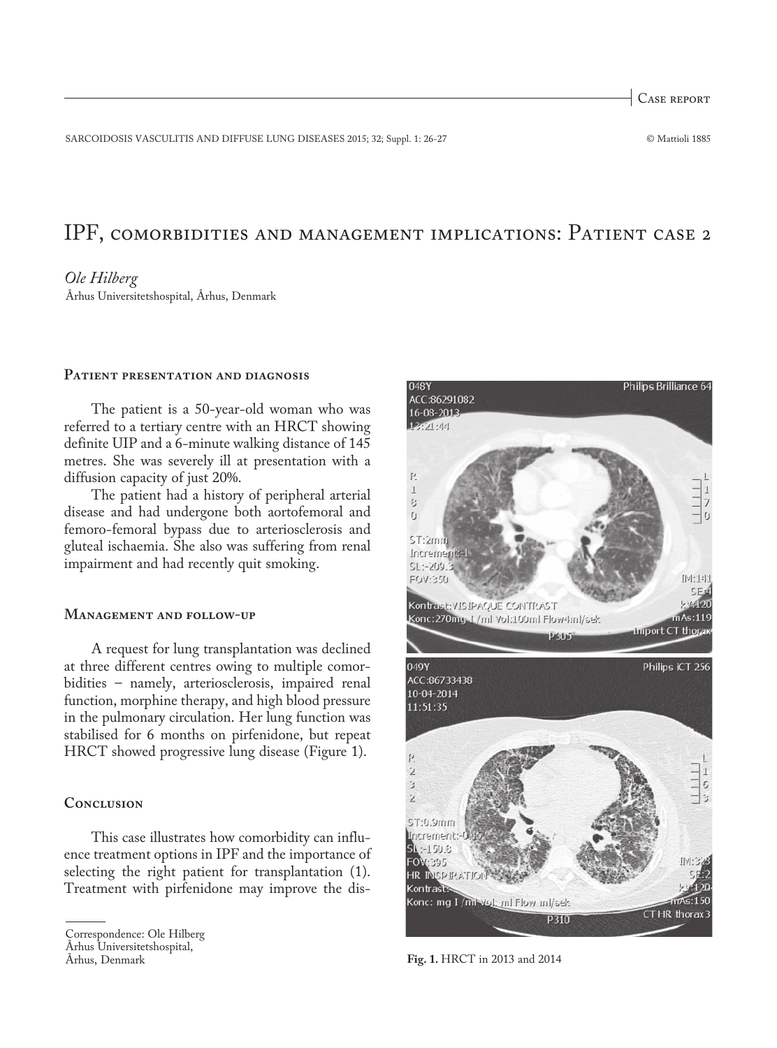Case report

# IPF, comorbidities and management implications: Patient case 2

*Ole Hilberg*

Århus Universitetshospital, Århus, Denmark

## Patient presentation and diagnosis

The patient is a 50-year-old woman who was referred to a tertiary centre with an HRCT showing definite UIP and a 6-minute walking distance of 145 metres. She was severely ill at presentation with a diffusion capacity of just 20%.

The patient had a history of peripheral arterial disease and had undergone both aortofemoral and femoro-femoral bypass due to arteriosclerosis and gluteal ischaemia. She also was suffering from renal impairment and had recently quit smoking.

## Management and follow-up

A request for lung transplantation was declined at three different centres owing to multiple comorbidities – namely, arteriosclerosis, impaired renal function, morphine therapy, and high blood pressure in the pulmonary circulation. Her lung function was stabilised for 6 months on pirfenidone, but repeat HRCT showed progressive lung disease (Figure 1).

**Fig. 1.** HRCT in 2013 and 2014

## Conclusion

This case illustrates how comorbidity can influence treatment options in IPF and the importance of selecting the right patient for transplantation (1). Treatment with pirfenidone may improve the dis-

Correspondence: Ole Hilberg
Århus Universitetshospital,
Århus, Denmark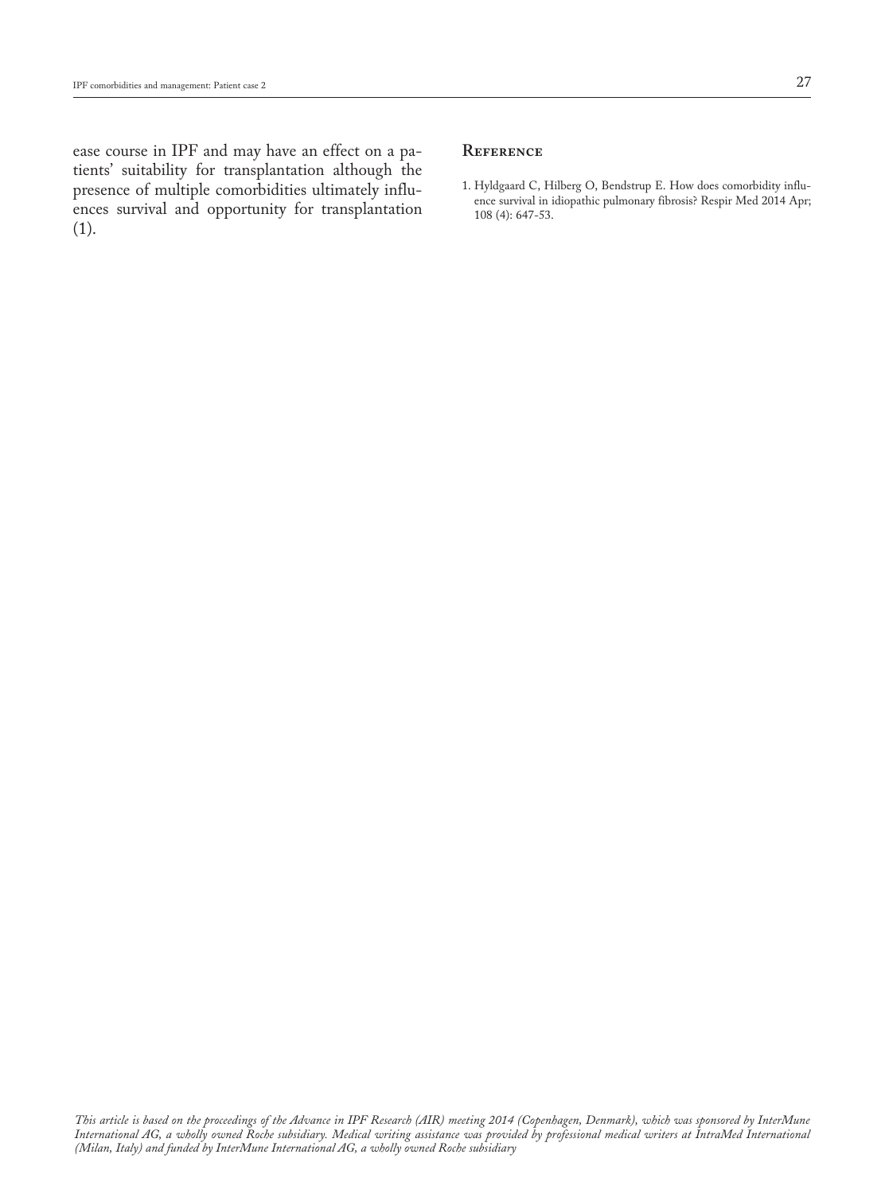ease course in IPF and may have an effect on a patients' suitability for transplantation although the presence of multiple comorbidities ultimately influences survival and opportunity for transplantation (1).

## Reference

1. Hyldgaard C, Hilberg O, Bendstrup E. How does comorbidity influence survival in idiopathic pulmonary fibrosis? Respir Med 2014 Apr; 108 (4): 647-53.

*This article is based on the proceedings of the Advance in IPF Research (AIR) meeting 2014 (Copenhagen, Denmark), which was sponsored by InterMune International AG, a wholly owned Roche subsidiary. Medical writing assistance was provided by professional medical writers at IntraMed International (Milan, Italy) and funded by InterMune International AG, a wholly owned Roche subsidiary*